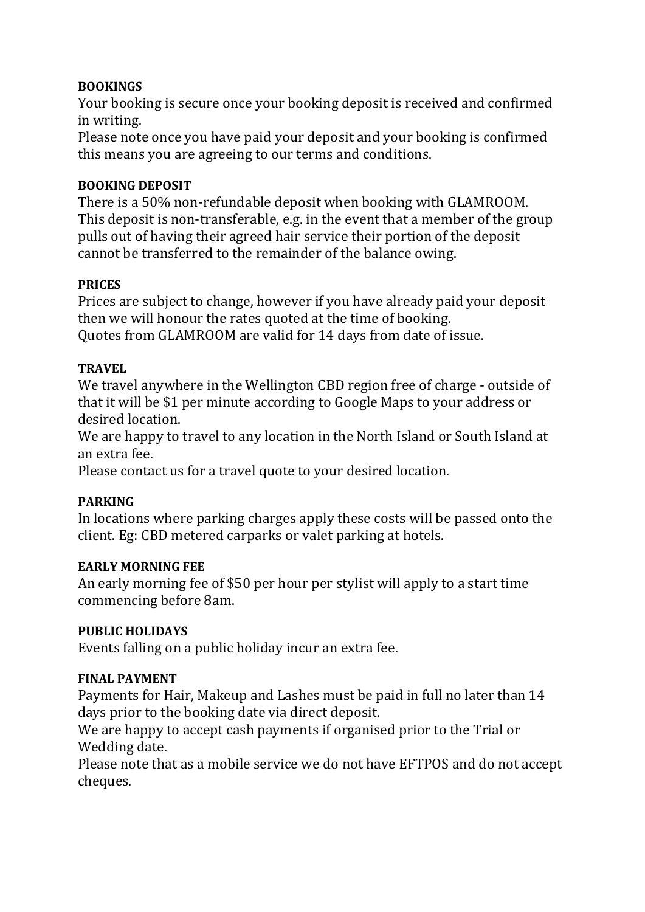**BOOKINGS**

Your booking is secure once your booking deposit is received and confirmed in writing.
Please note once you have paid your deposit and your booking is confirmed this means you are agreeing to our terms and conditions.

**BOOKING DEPOSIT**

There is a 50% non-refundable deposit when booking with GLAMROOM. This deposit is non-transferable, e.g. in the event that a member of the group pulls out of having their agreed hair service their portion of the deposit cannot be transferred to the remainder of the balance owing.

**PRICES**

Prices are subject to change, however if you have already paid your deposit then we will honour the rates quoted at the time of booking.
Quotes from GLAMROOM are valid for 14 days from date of issue.

**TRAVEL**

We travel anywhere in the Wellington CBD region free of charge - outside of that it will be $1 per minute according to Google Maps to your address or desired location.
We are happy to travel to any location in the North Island or South Island at an extra fee.
Please contact us for a travel quote to your desired location.

**PARKING**

In locations where parking charges apply these costs will be passed onto the client. Eg: CBD metered carparks or valet parking at hotels.

**EARLY MORNING FEE**

An early morning fee of $50 per hour per stylist will apply to a start time commencing before 8am.

**PUBLIC HOLIDAYS**

Events falling on a public holiday incur an extra fee.

**FINAL PAYMENT**

Payments for Hair, Makeup and Lashes must be paid in full no later than 14 days prior to the booking date via direct deposit.
We are happy to accept cash payments if organised prior to the Trial or Wedding date.
Please note that as a mobile service we do not have EFTPOS and do not accept cheques.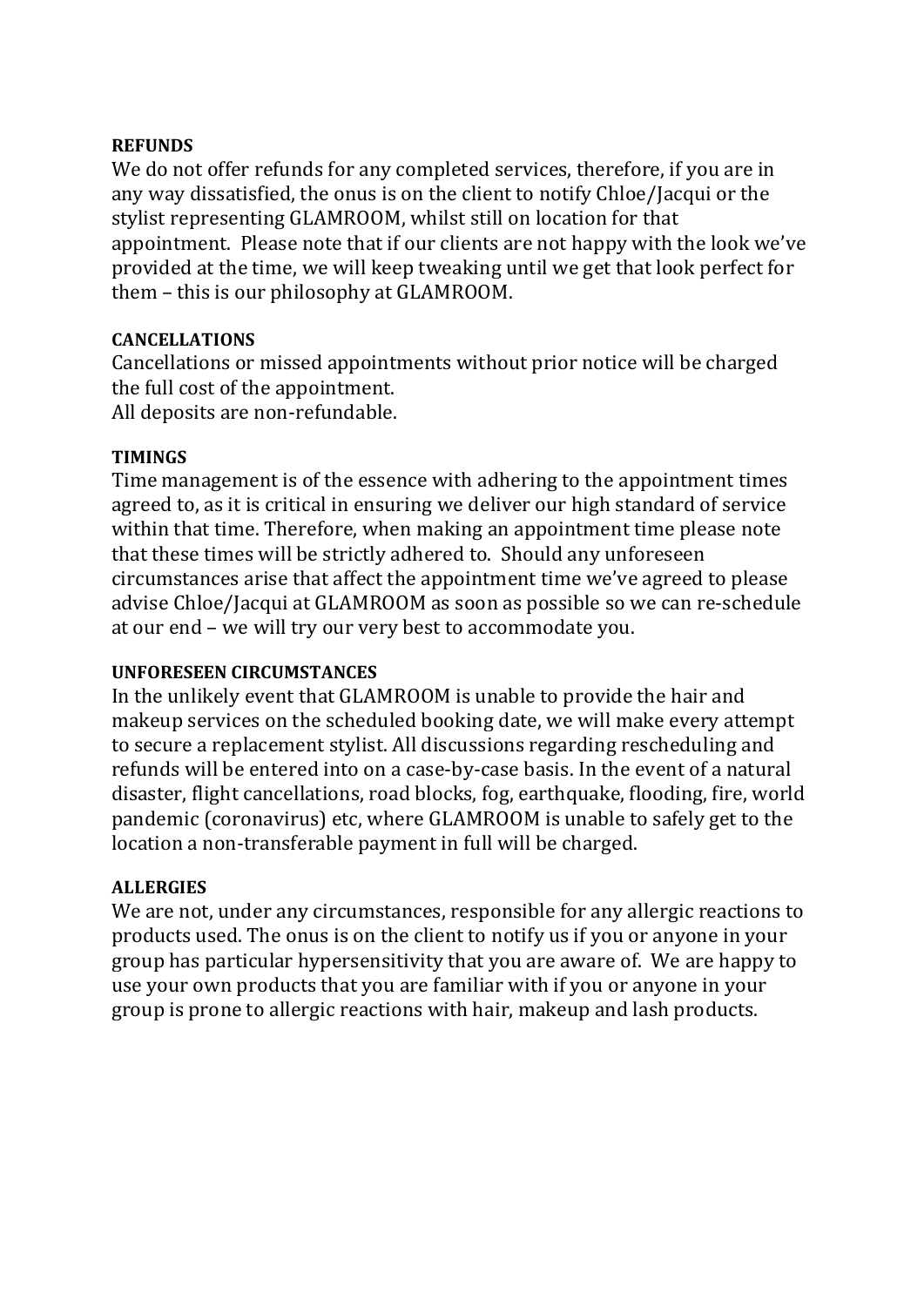**REFUNDS**

We do not offer refunds for any completed services, therefore, if you are in any way dissatisfied, the onus is on the client to notify Chloe/Jacqui or the stylist representing GLAMROOM, whilst still on location for that appointment. Please note that if our clients are not happy with the look we've provided at the time, we will keep tweaking until we get that look perfect for them – this is our philosophy at GLAMROOM.

**CANCELLATIONS**

Cancellations or missed appointments without prior notice will be charged the full cost of the appointment.
All deposits are non-refundable.

**TIMINGS**

Time management is of the essence with adhering to the appointment times agreed to, as it is critical in ensuring we deliver our high standard of service within that time. Therefore, when making an appointment time please note that these times will be strictly adhered to. Should any unforeseen circumstances arise that affect the appointment time we've agreed to please advise Chloe/Jacqui at GLAMROOM as soon as possible so we can re-schedule at our end – we will try our very best to accommodate you.

**UNFORESEEN CIRCUMSTANCES**

In the unlikely event that GLAMROOM is unable to provide the hair and makeup services on the scheduled booking date, we will make every attempt to secure a replacement stylist. All discussions regarding rescheduling and refunds will be entered into on a case-by-case basis. In the event of a natural disaster, flight cancellations, road blocks, fog, earthquake, flooding, fire, world pandemic (coronavirus) etc, where GLAMROOM is unable to safely get to the location a non-transferable payment in full will be charged.

**ALLERGIES**

We are not, under any circumstances, responsible for any allergic reactions to products used. The onus is on the client to notify us if you or anyone in your group has particular hypersensitivity that you are aware of. We are happy to use your own products that you are familiar with if you or anyone in your group is prone to allergic reactions with hair, makeup and lash products.